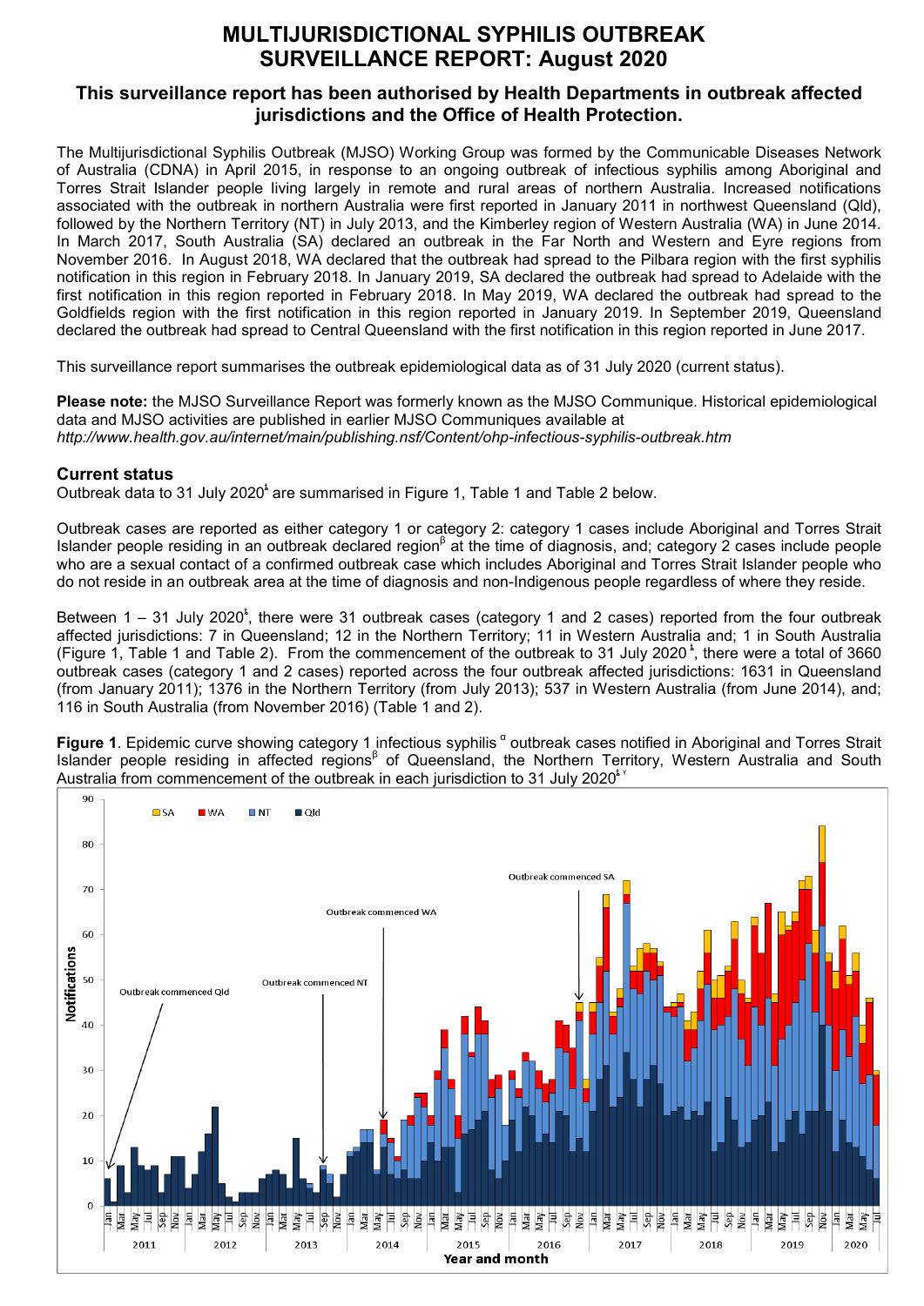# MULTIJURISDICTIONAL SYPHILIS OUTBREAK SURVEILLANCE REPORT: August 2020

## This surveillance report has been authorised by Health Departments in outbreak affected jurisdictions and the Office of Health Protection.

The Multijurisdictional Syphilis Outbreak (MJSO) Working Group was formed by the Communicable Diseases Network of Australia (CDNA) in April 2015, in response to an ongoing outbreak of infectious syphilis among Aboriginal and Torres Strait Islander people living largely in remote and rural areas of northern Australia. Increased notifications associated with the outbreak in northern Australia were first reported in January 2011 in northwest Queensland (Qld), followed by the Northern Territory (NT) in July 2013, and the Kimberley region of Western Australia (WA) in June 2014. In March 2017, South Australia (SA) declared an outbreak in the Far North and Western and Eyre regions from November 2016. In August 2018, WA declared that the outbreak had spread to the Pilbara region with the first syphilis notification in this region in February 2018. In January 2019, SA declared the outbreak had spread to Adelaide with the first notification in this region reported in February 2018. In May 2019, WA declared the outbreak had spread to the Goldfields region with the first notification in this region reported in January 2019. In September 2019, Queensland declared the outbreak had spread to Central Queensland with the first notification in this region reported in June 2017.

This surveillance report summarises the outbreak epidemiological data as of 31 July 2020 (current status).

**Please note:** the MJSO Surveillance Report was formerly known as the MJSO Communique. Historical epidemiological data and MJSO activities are published in earlier MJSO Communiques available at *http://www.health.gov.au/internet/main/publishing.nsf/Content/ohp-infectious-syphilis-outbreak.htm*

### Current status

Outbreak data to 31 July 2020[ŧ] are summarised in Figure 1, Table 1 and Table 2 below.

Outbreak cases are reported as either category 1 or category 2: category 1 cases include Aboriginal and Torres Strait Islander people residing in an outbreak declared region[β] at the time of diagnosis, and; category 2 cases include people who are a sexual contact of a confirmed outbreak case which includes Aboriginal and Torres Strait Islander people who do not reside in an outbreak area at the time of diagnosis and non-Indigenous people regardless of where they reside.

Between 1 – 31 July 2020[ŧ], there were 31 outbreak cases (category 1 and 2 cases) reported from the four outbreak affected jurisdictions: 7 in Queensland; 12 in the Northern Territory; 11 in Western Australia and; 1 in South Australia (Figure 1, Table 1 and Table 2). From the commencement of the outbreak to 31 July 2020[ŧ], there were a total of 3660 outbreak cases (category 1 and 2 cases) reported across the four outbreak affected jurisdictions: 1631 in Queensland (from January 2011); 1376 in the Northern Territory (from July 2013); 537 in Western Australia (from June 2014), and; 116 in South Australia (from November 2016) (Table 1 and 2).

**Figure 1**. Epidemic curve showing category 1 infectious syphilis[α] outbreak cases notified in Aboriginal and Torres Strait Islander people residing in affected regions[β] of Queensland, the Northern Territory, Western Australia and South Australia from commencement of the outbreak in each jurisdiction to 31 July 2020[ŧ γ]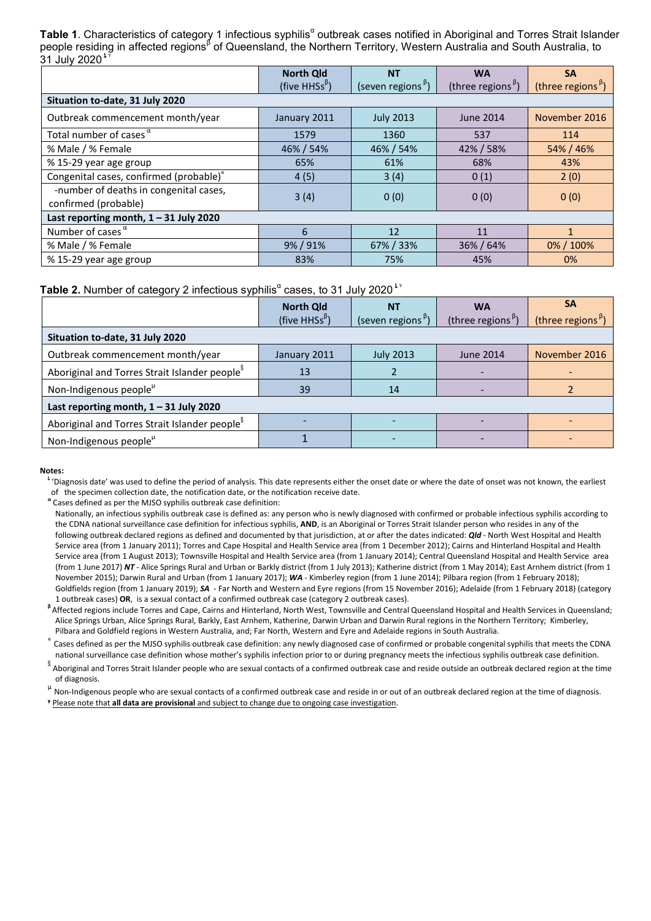**Table 1**. Characteristics of category 1 infectious syphilis[α] outbreak cases notified in Aboriginal and Torres Strait Islander people residing in affected regions[β] of Queensland, the Northern Territory, Western Australia and South Australia, to 31 July 2020[£ ¥]

| | **North Qld** (five HHSs[β]) | **NT** (seven regions[β]) | **WA** (three regions[β]) | **SA** (three regions[β]) |
|---|---|---|---|---|
| **Situation to-date, 31 July 2020** | | | | |
| Outbreak commencement month/year | January 2011 | July 2013 | June 2014 | November 2016 |
| Total number of cases[α] | 1579 | 1360 | 537 | 114 |
| % Male / % Female | 46% / 54% | 46% / 54% | 42% / 58% | 54% / 46% |
| % 15-29 year age group | 65% | 61% | 68% | 43% |
| Congenital cases, confirmed (probable)[«] | 4 (5) | 3 (4) | 0 (1) | 2 (0) |
| -number of deaths in congenital cases, confirmed (probable) | 3 (4) | 0 (0) | 0 (0) | 0 (0) |
| **Last reporting month, 1 – 31 July 2020** | | | | |
| Number of cases[α] | 6 | 12 | 11 | 1 |
| % Male / % Female | 9% / 91% | 67% / 33% | 36% / 64% | 0% / 100% |
| % 15-29 year age group | 83% | 75% | 45% | 0% |

**Table 2.** Number of category 2 infectious syphilis[α] cases, to 31 July 2020[£ ¥]

| | **North Qld** (five HHSs[β]) | **NT** (seven regions[β]) | **WA** (three regions[β]) | **SA** (three regions[β]) |
|---|---|---|---|---|
| **Situation to-date, 31 July 2020** | | | | |
| Outbreak commencement month/year | January 2011 | July 2013 | June 2014 | November 2016 |
| Aboriginal and Torres Strait Islander people[§] | 13 | 2 | - | - |
| Non-Indigenous people[µ] | 39 | 14 | - | 2 |
| **Last reporting month, 1 – 31 July 2020** | | | | |
| Aboriginal and Torres Strait Islander people[§] | - | - | - | - |
| Non-Indigenous people[µ] | 1 | - | - | - |

**Notes:**

[£] 'Diagnosis date' was used to define the period of analysis. This date represents either the onset date or where the date of onset was not known, the earliest of the specimen collection date, the notification date, or the notification receive date.

[α] Cases defined as per the MJSO syphilis outbreak case definition:
Nationally, an infectious syphilis outbreak case is defined as: any person who is newly diagnosed with confirmed or probable infectious syphilis according to the CDNA national surveillance case definition for infectious syphilis, **AND**, is an Aboriginal or Torres Strait Islander person who resides in any of the following outbreak declared regions as defined and documented by that jurisdiction, at or after the dates indicated: ***Qld*** - North West Hospital and Health Service area (from 1 January 2011); Torres and Cape Hospital and Health Service area (from 1 December 2012); Cairns and Hinterland Hospital and Health Service area (from 1 August 2013); Townsville Hospital and Health Service area (from 1 January 2014); Central Queensland Hospital and Health Service area (from 1 June 2017) ***NT*** - Alice Springs Rural and Urban or Barkly district (from 1 July 2013); Katherine district (from 1 May 2014); East Arnhem district (from 1 November 2015); Darwin Rural and Urban (from 1 January 2017); ***WA*** - Kimberley region (from 1 June 2014); Pilbara region (from 1 February 2018); Goldfields region (from 1 January 2019); ***SA*** - Far North and Western and Eyre regions (from 15 November 2016); Adelaide (from 1 February 2018) (category 1 outbreak cases) **OR**, is a sexual contact of a confirmed outbreak case (category 2 outbreak cases).

[β] Affected regions include Torres and Cape, Cairns and Hinterland, North West, Townsville and Central Queensland Hospital and Health Services in Queensland; Alice Springs Urban, Alice Springs Rural, Barkly, East Arnhem, Katherine, Darwin Urban and Darwin Rural regions in the Northern Territory; Kimberley, Pilbara and Goldfield regions in Western Australia, and; Far North, Western and Eyre and Adelaide regions in South Australia.

[«] Cases defined as per the MJSO syphilis outbreak case definition: any newly diagnosed case of confirmed or probable congenital syphilis that meets the CDNA national surveillance case definition whose mother's syphilis infection prior to or during pregnancy meets the infectious syphilis outbreak case definition.

[§] Aboriginal and Torres Strait Islander people who are sexual contacts of a confirmed outbreak case and reside outside an outbreak declared region at the time of diagnosis.

[µ] Non-Indigenous people who are sexual contacts of a confirmed outbreak case and reside in or out of an outbreak declared region at the time of diagnosis.

[¥] Please note that **all data are provisional** and subject to change due to ongoing case investigation.